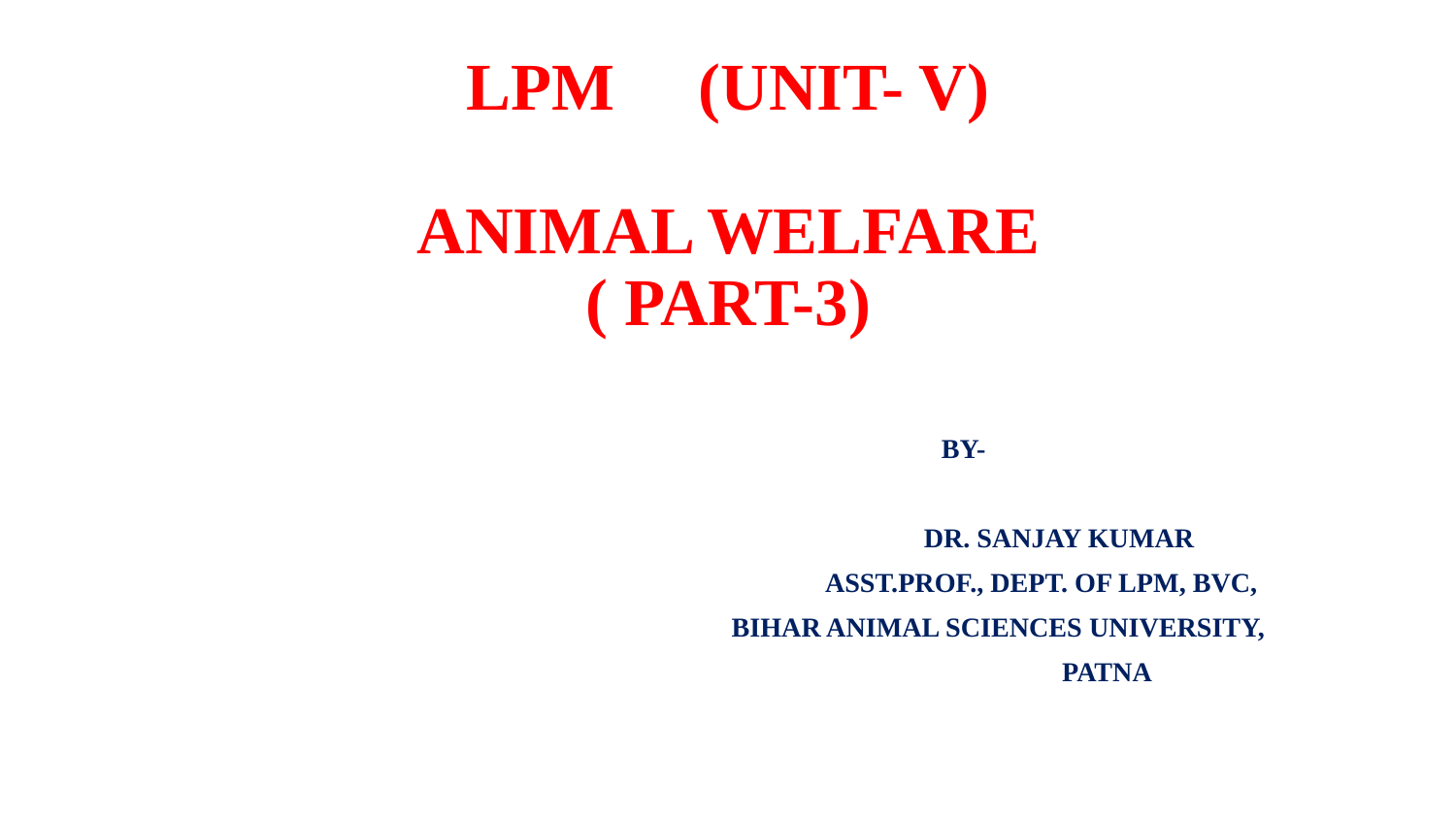# LPM (UNIT- V)

# ANIMAL WELFARE ( PART-3)

**BY-**

**DR. SANJAY KUMAR**

**ASST.PROF., DEPT. OF LPM, BVC,**

**BIHAR ANIMAL SCIENCES UNIVERSITY,**

**PATNA**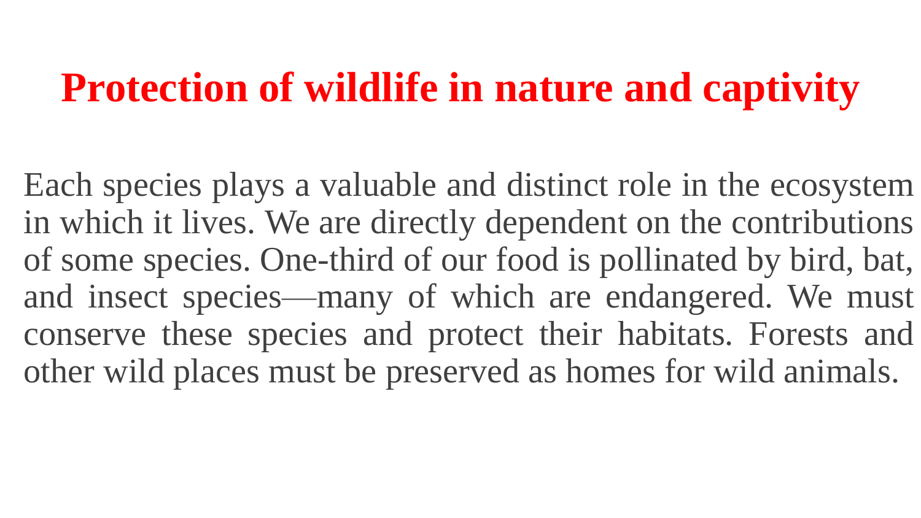# Protection of wildlife in nature and captivity

Each species plays a valuable and distinct role in the ecosystem in which it lives. We are directly dependent on the contributions of some species. One-third of our food is pollinated by bird, bat, and insect species—many of which are endangered. We must conserve these species and protect their habitats. Forests and other wild places must be preserved as homes for wild animals.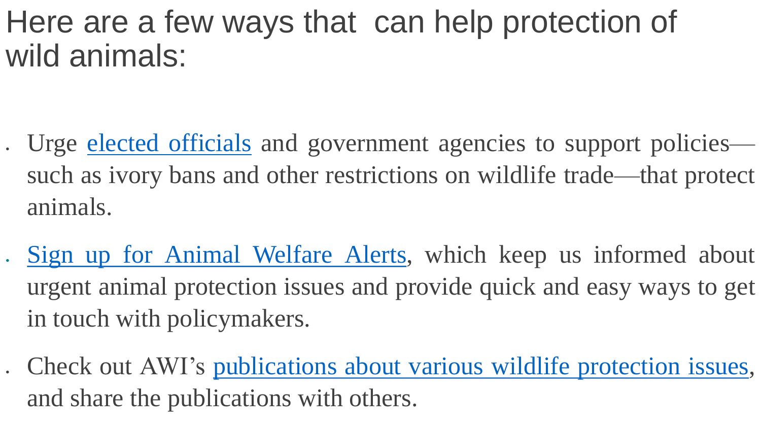# Here are a few ways that  can help protection of wild animals:

- Urge elected officials and government agencies to support policies—such as ivory bans and other restrictions on wildlife trade—that protect animals.
- Sign up for Animal Welfare Alerts, which keep us informed about urgent animal protection issues and provide quick and easy ways to get in touch with policymakers.
- Check out AWI's publications about various wildlife protection issues, and share the publications with others.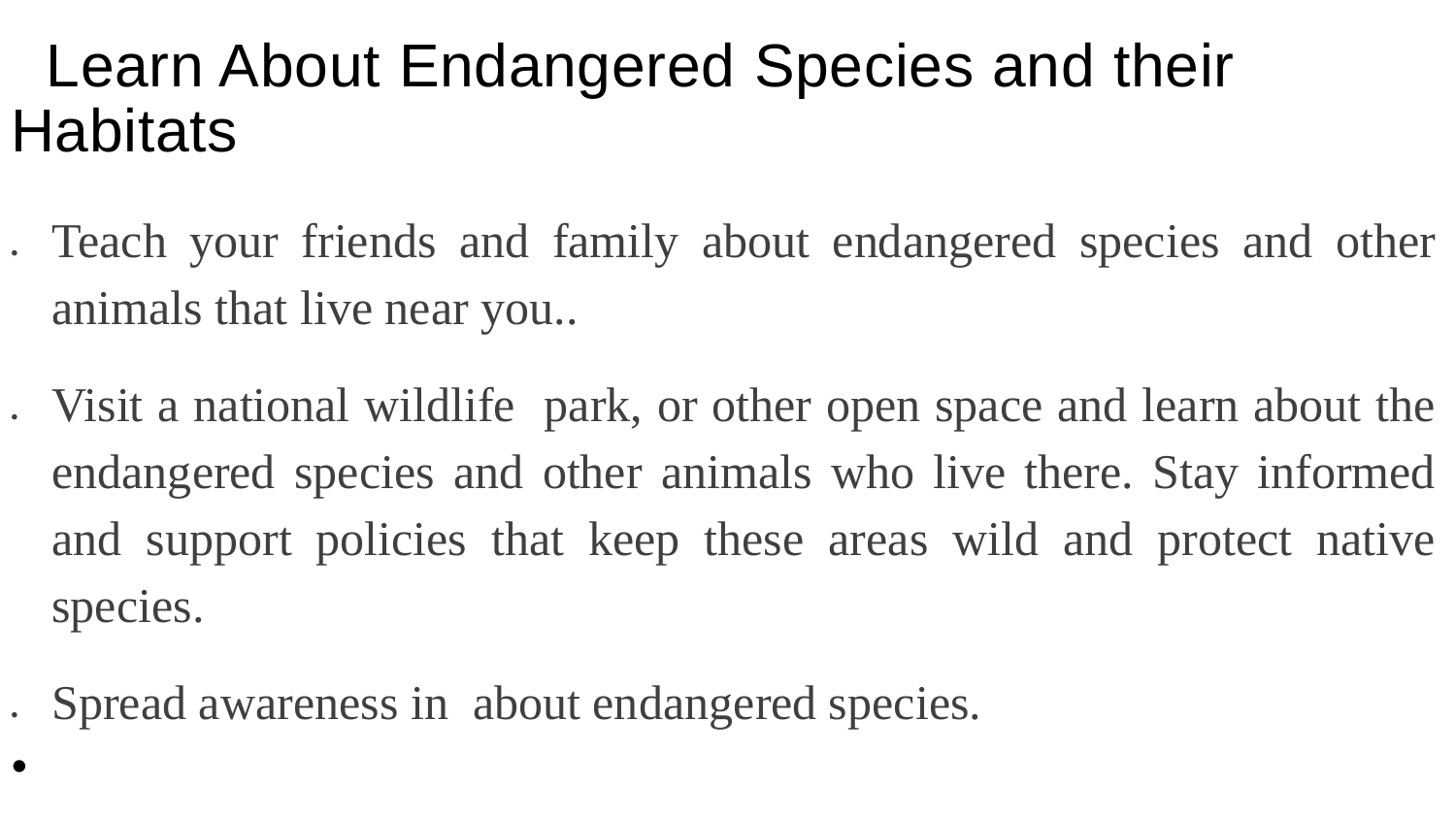# Learn About Endangered Species and their Habitats

- Teach your friends and family about endangered species and other animals that live near you..
- Visit a national wildlife park, or other open space and learn about the endangered species and other animals who live there. Stay informed and support policies that keep these areas wild and protect native species.
- Spread awareness in about endangered species.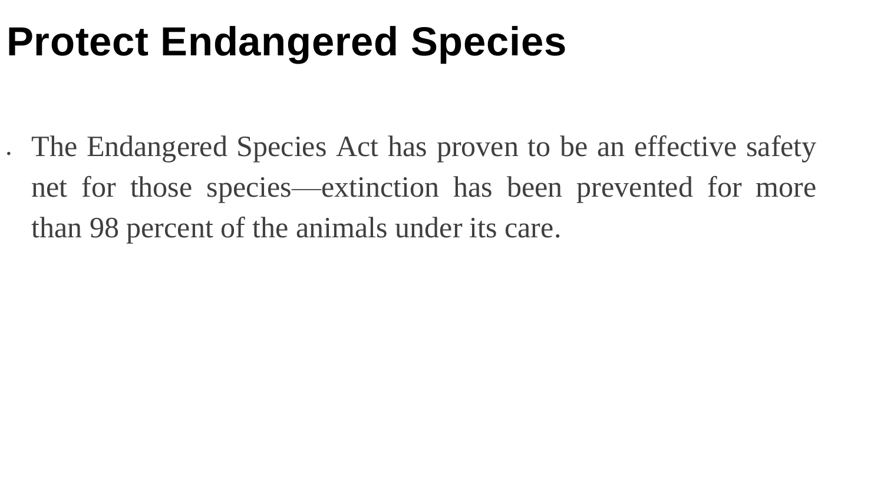# Protect Endangered Species

- The Endangered Species Act has proven to be an effective safety net for those species—extinction has been prevented for more than 98 percent of the animals under its care.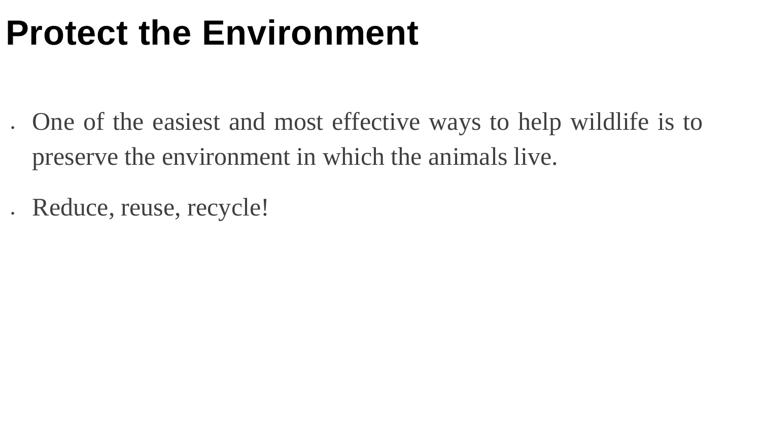# Protect the Environment

- One of the easiest and most effective ways to help wildlife is to preserve the environment in which the animals live.
- Reduce, reuse, recycle!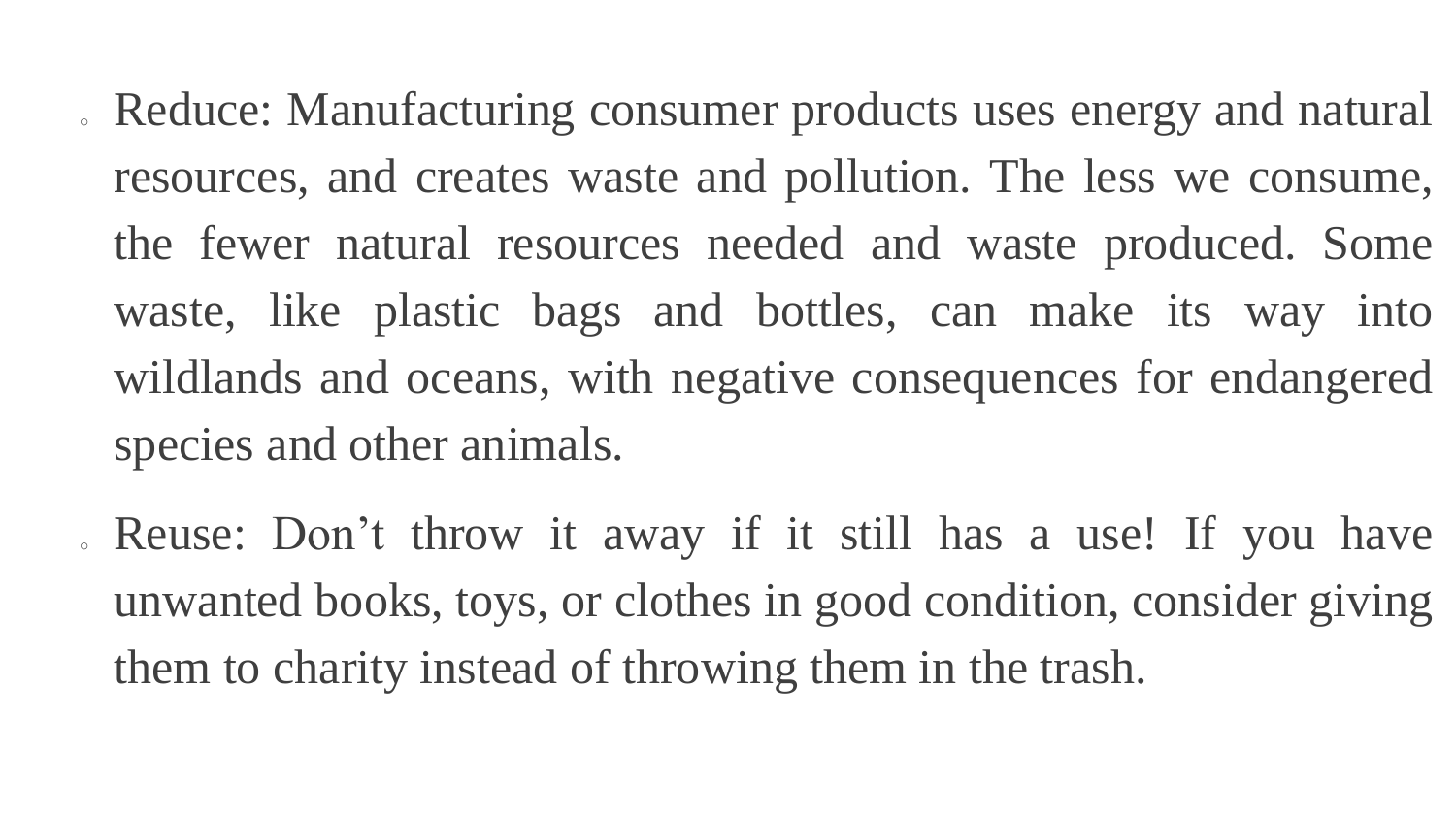- Reduce: Manufacturing consumer products uses energy and natural resources, and creates waste and pollution. The less we consume, the fewer natural resources needed and waste produced. Some waste, like plastic bags and bottles, can make its way into wildlands and oceans, with negative consequences for endangered species and other animals.
- Reuse: Don't throw it away if it still has a use! If you have unwanted books, toys, or clothes in good condition, consider giving them to charity instead of throwing them in the trash.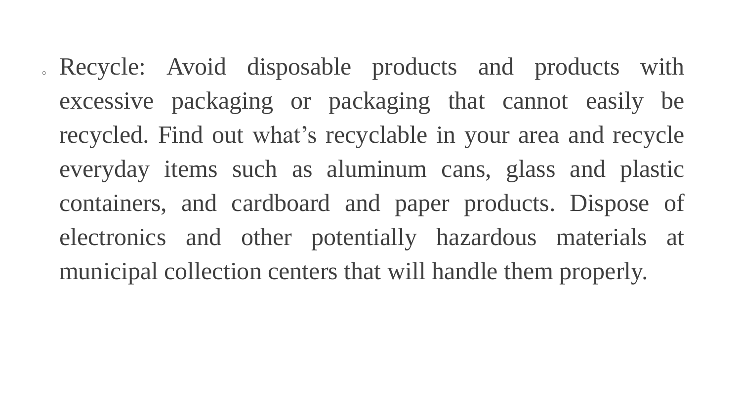- Recycle: Avoid disposable products and products with excessive packaging or packaging that cannot easily be recycled. Find out what’s recyclable in your area and recycle everyday items such as aluminum cans, glass and plastic containers, and cardboard and paper products. Dispose of electronics and other potentially hazardous materials at municipal collection centers that will handle them properly.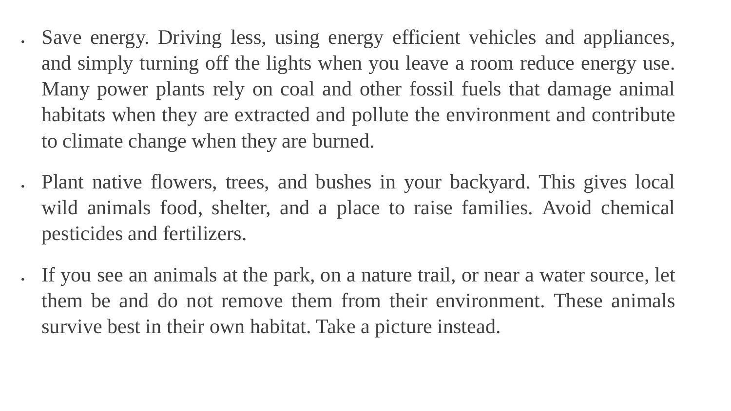- Save energy. Driving less, using energy efficient vehicles and appliances, and simply turning off the lights when you leave a room reduce energy use. Many power plants rely on coal and other fossil fuels that damage animal habitats when they are extracted and pollute the environment and contribute to climate change when they are burned.

- Plant native flowers, trees, and bushes in your backyard. This gives local wild animals food, shelter, and a place to raise families. Avoid chemical pesticides and fertilizers.

- If you see an animals at the park, on a nature trail, or near a water source, let them be and do not remove them from their environment. These animals survive best in their own habitat. Take a picture instead.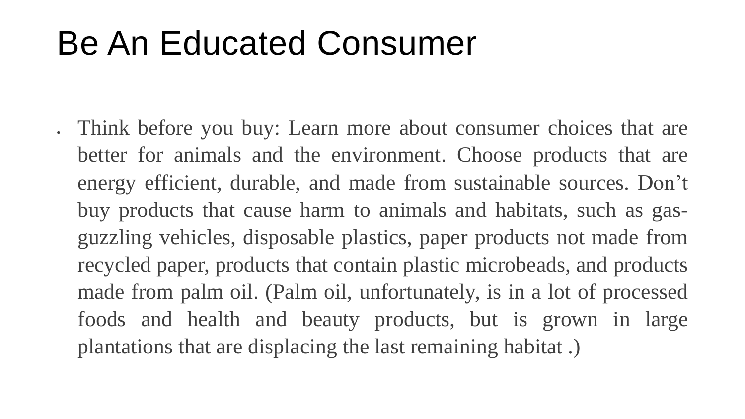# Be An Educated Consumer

- Think before you buy: Learn more about consumer choices that are better for animals and the environment. Choose products that are energy efficient, durable, and made from sustainable sources. Don't buy products that cause harm to animals and habitats, such as gas-guzzling vehicles, disposable plastics, paper products not made from recycled paper, products that contain plastic microbeads, and products made from palm oil. (Palm oil, unfortunately, is in a lot of processed foods and health and beauty products, but is grown in large plantations that are displacing the last remaining habitat .)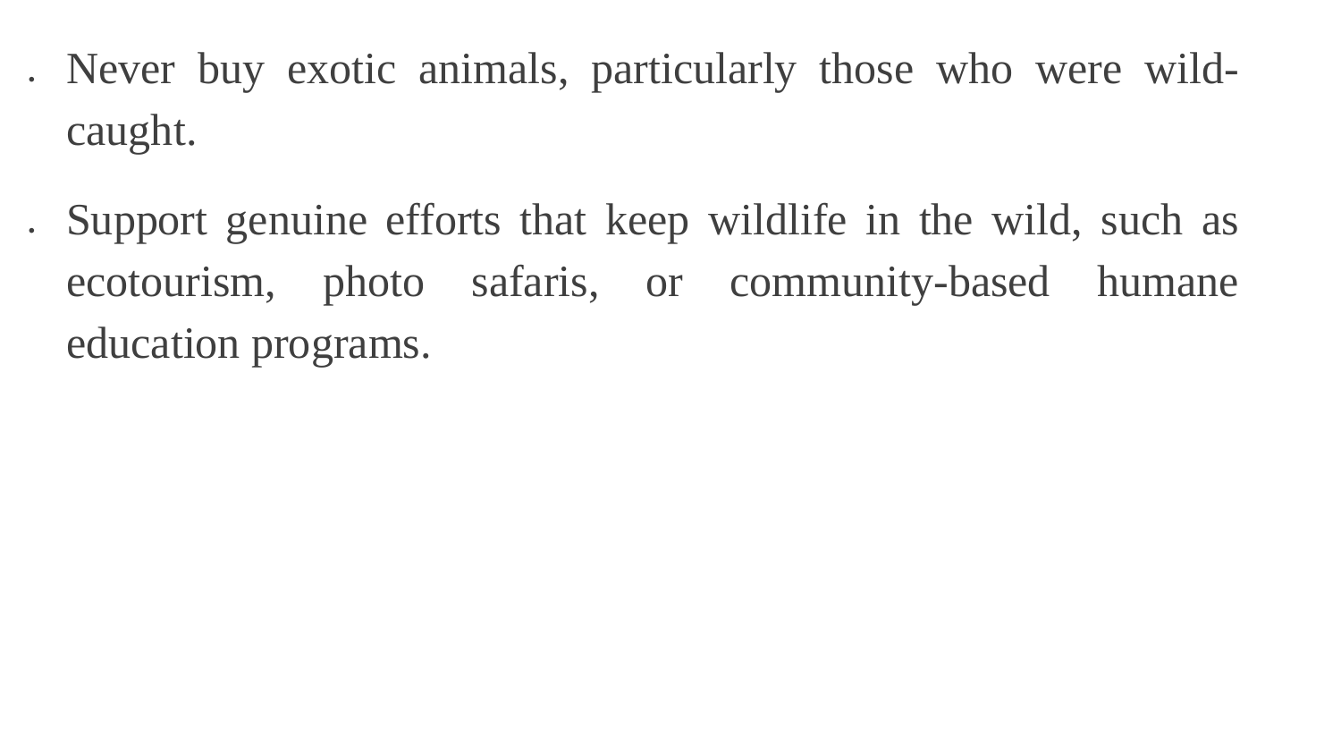- Never buy exotic animals, particularly those who were wild-caught.
- Support genuine efforts that keep wildlife in the wild, such as ecotourism, photo safaris, or community-based humane education programs.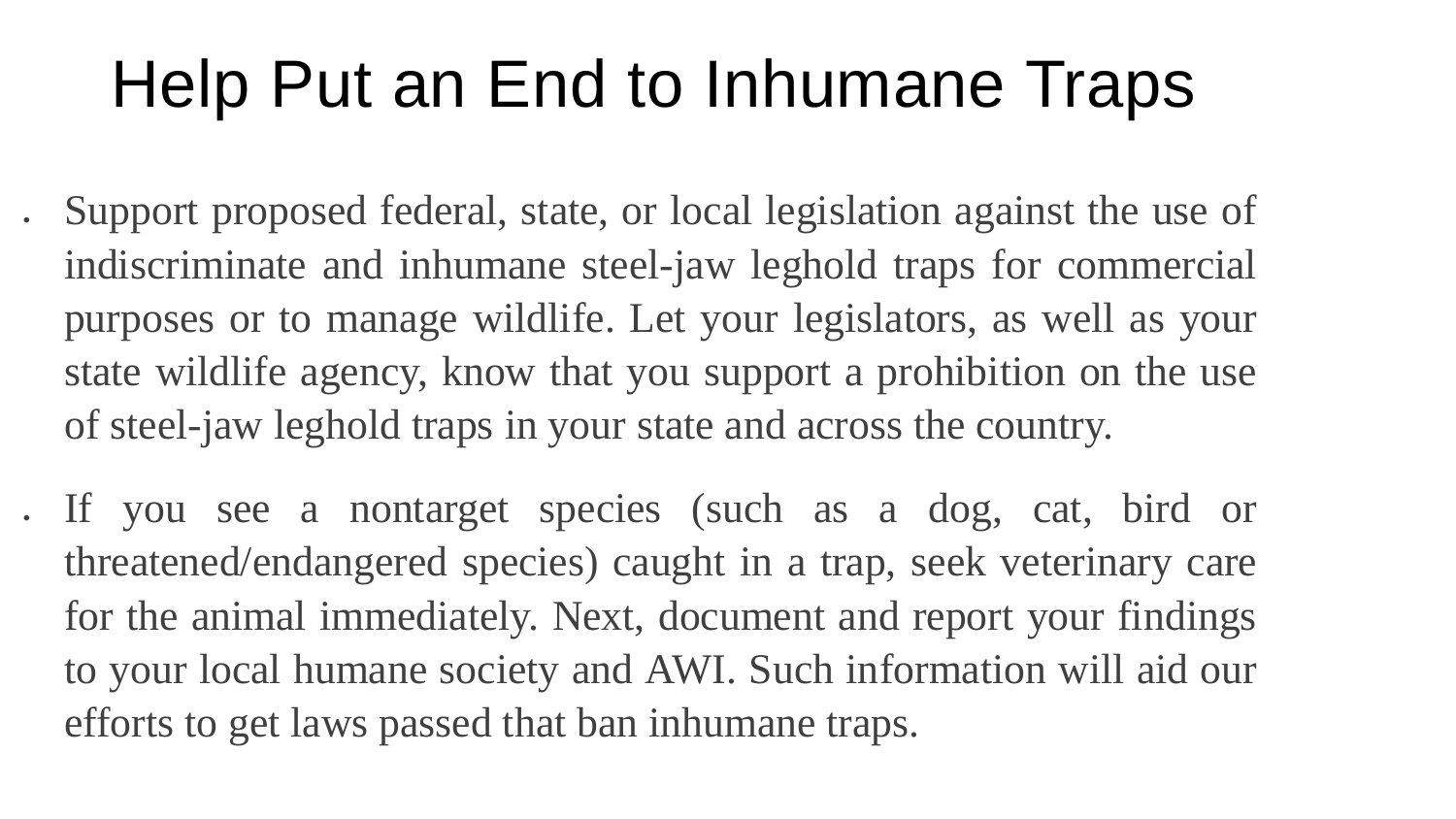# Help Put an End to Inhumane Traps

- Support proposed federal, state, or local legislation against the use of indiscriminate and inhumane steel-jaw leghold traps for commercial purposes or to manage wildlife. Let your legislators, as well as your state wildlife agency, know that you support a prohibition on the use of steel-jaw leghold traps in your state and across the country.
- If you see a nontarget species (such as a dog, cat, bird or threatened/endangered species) caught in a trap, seek veterinary care for the animal immediately. Next, document and report your findings to your local humane society and AWI. Such information will aid our efforts to get laws passed that ban inhumane traps.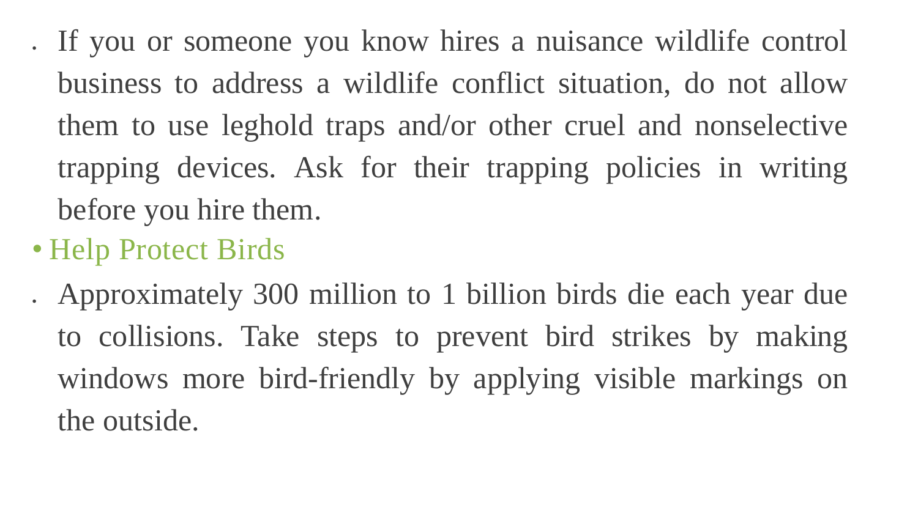- If you or someone you know hires a nuisance wildlife control business to address a wildlife conflict situation, do not allow them to use leghold traps and/or other cruel and nonselective trapping devices. Ask for their trapping policies in writing before you hire them.

- Help Protect Birds

- Approximately 300 million to 1 billion birds die each year due to collisions. Take steps to prevent bird strikes by making windows more bird-friendly by applying visible markings on the outside.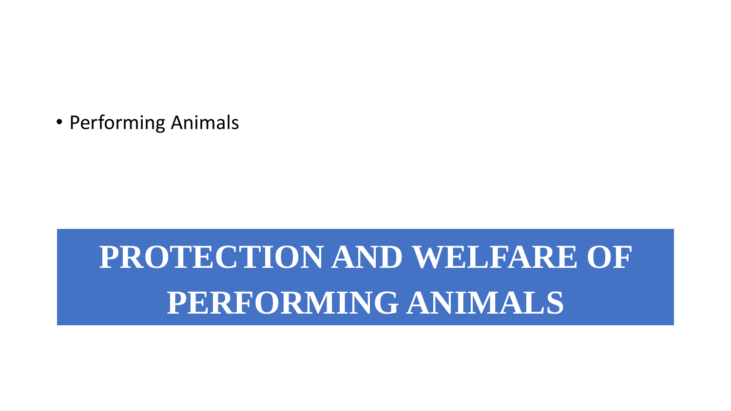- Performing Animals

# PROTECTION AND WELFARE OF PERFORMING ANIMALS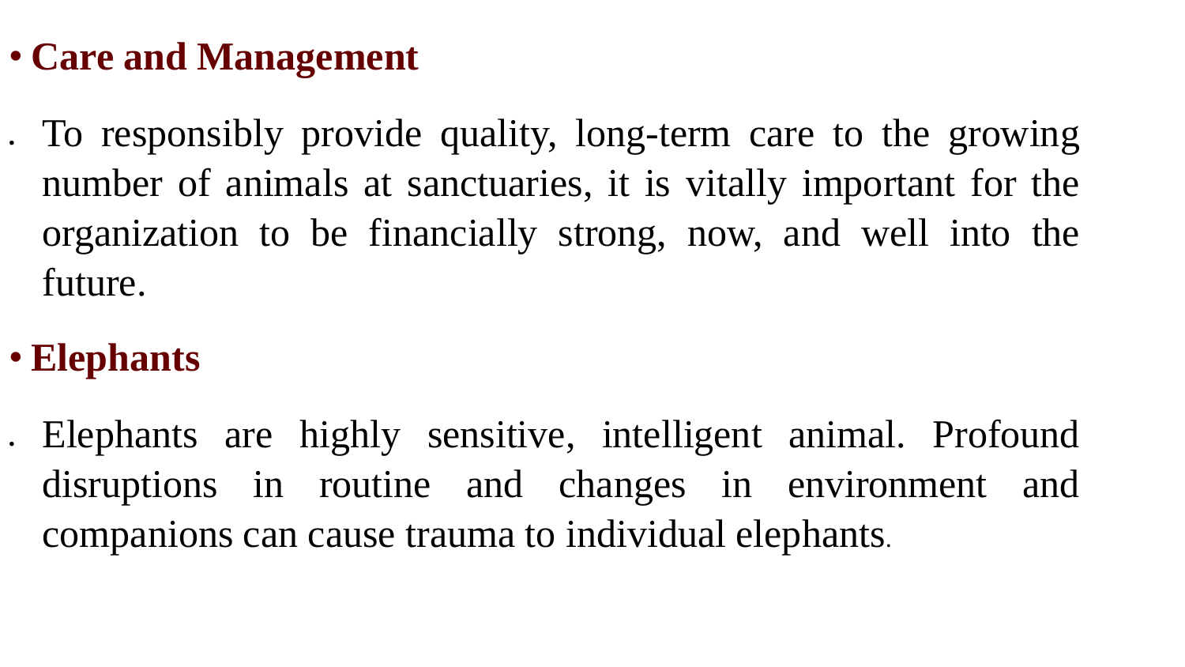- **Care and Management**

- To responsibly provide quality, long-term care to the growing number of animals at sanctuaries, it is vitally important for the organization to be financially strong, now, and well into the future.

- **Elephants**

- Elephants are highly sensitive, intelligent animal. Profound disruptions in routine and changes in environment and companions can cause trauma to individual elephants.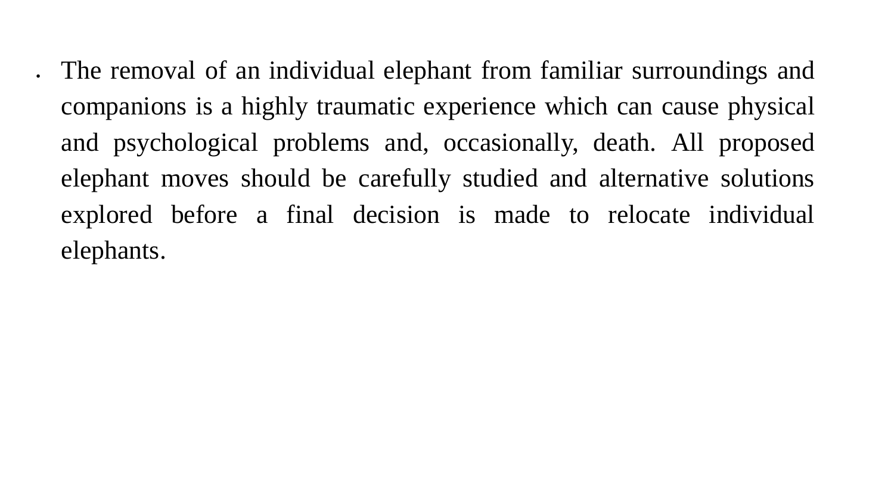- The removal of an individual elephant from familiar surroundings and companions is a highly traumatic experience which can cause physical and psychological problems and, occasionally, death. All proposed elephant moves should be carefully studied and alternative solutions explored before a final decision is made to relocate individual elephants.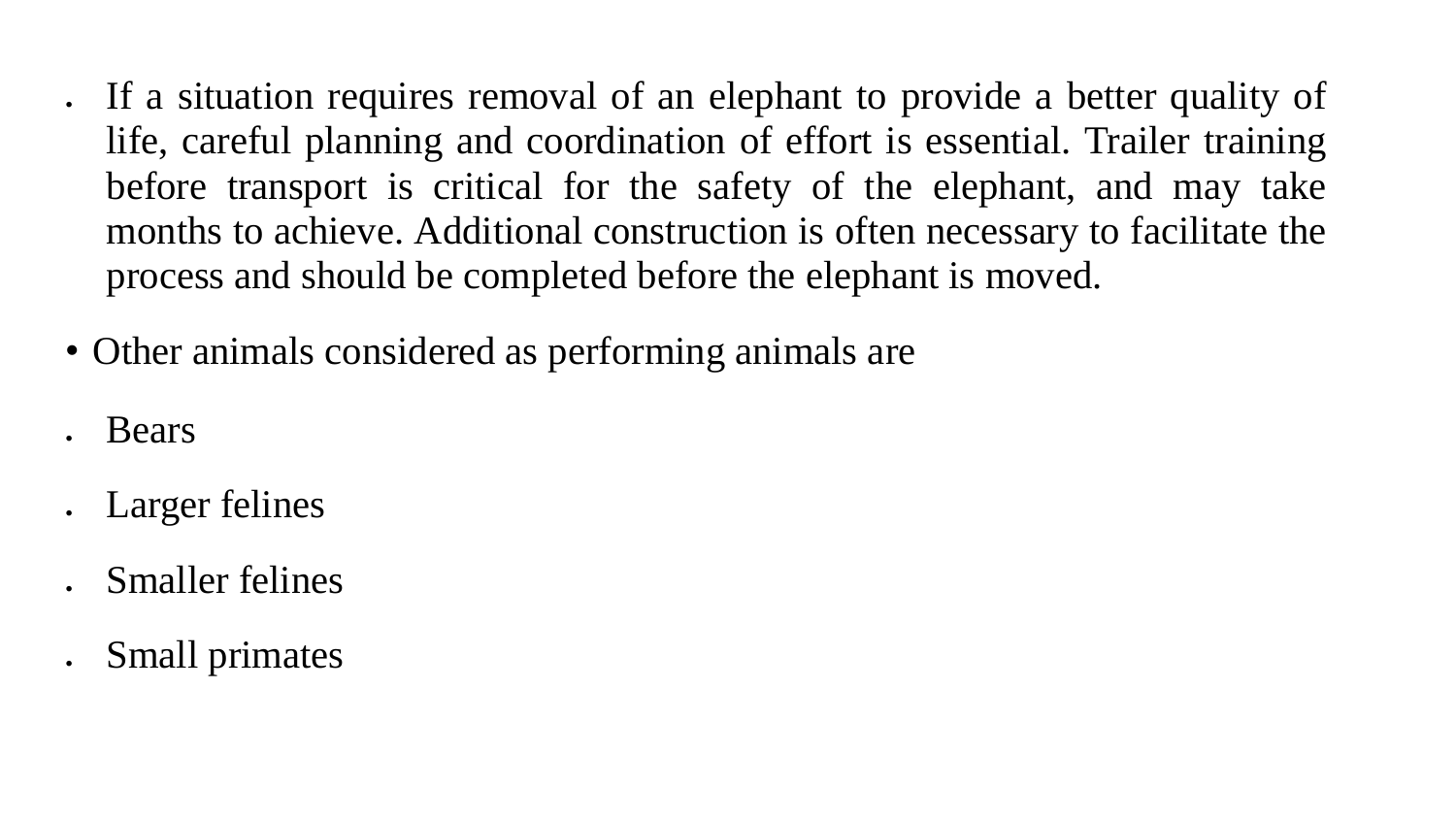- If a situation requires removal of an elephant to provide a better quality of life, careful planning and coordination of effort is essential. Trailer training before transport is critical for the safety of the elephant, and may take months to achieve. Additional construction is often necessary to facilitate the process and should be completed before the elephant is moved.

- Other animals considered as performing animals are

- Bears
- Larger felines
- Smaller felines
- Small primates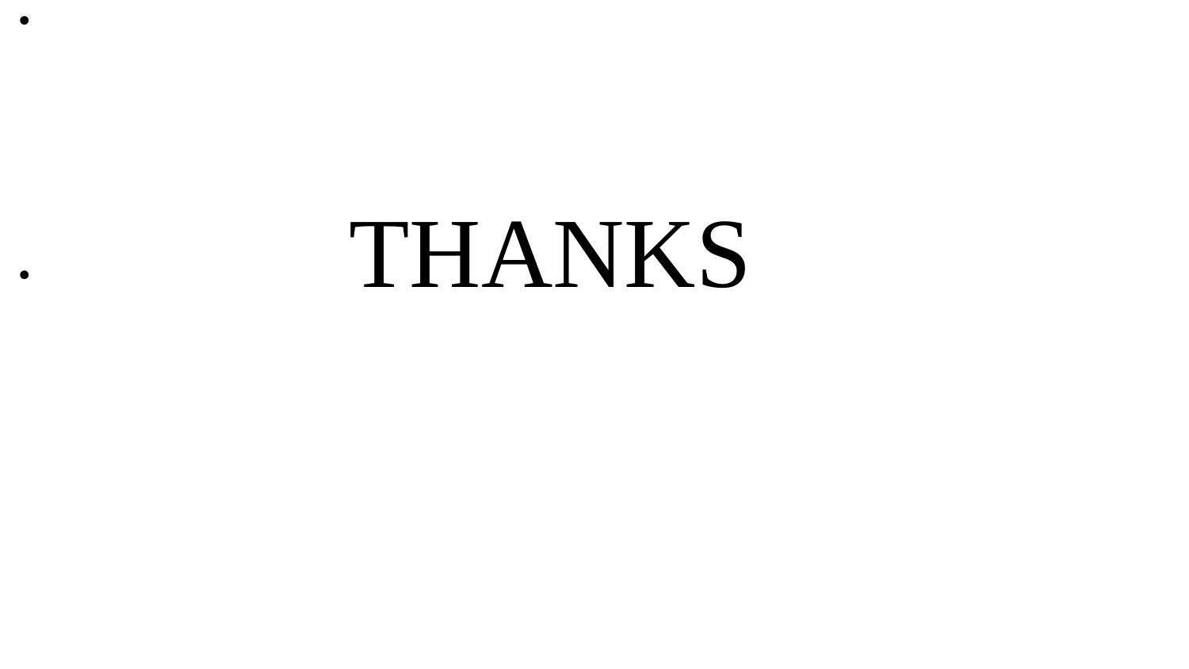- 
- THANKS